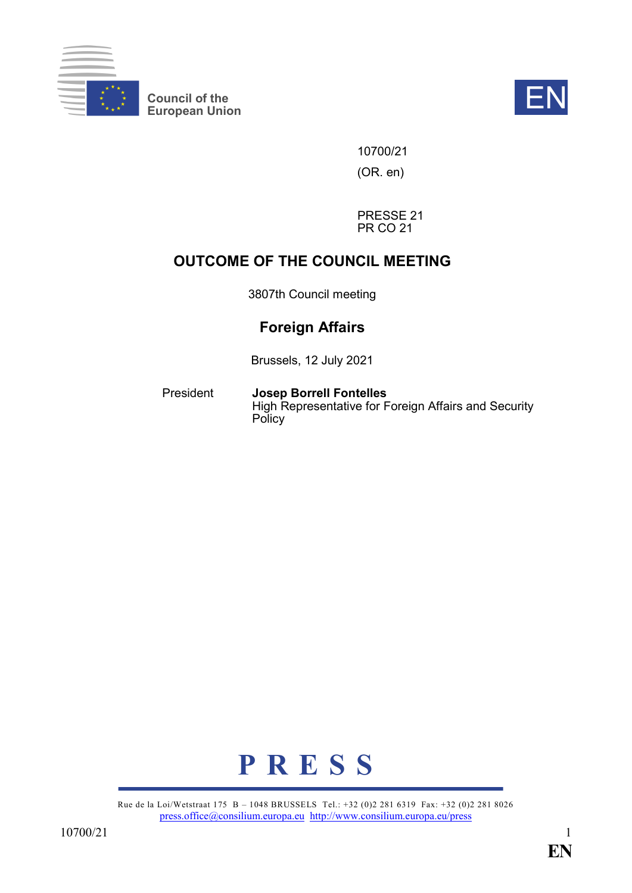Council of the European Union

EN

10700/21

(OR. en)

PRESSE 21
PR CO 21

# OUTCOME OF THE COUNCIL MEETING

3807th Council meeting

## Foreign Affairs

Brussels, 12 July 2021

President **Josep Borrell Fontelles**
High Representative for Foreign Affairs and Security Policy

**P R E S S**

Rue de la Loi/Wetstraat 175 B – 1048 BRUSSELS Tel.: +32 (0)2 281 6319 Fax: +32 (0)2 281 8026
press.office@consilium.europa.eu http://www.consilium.europa.eu/press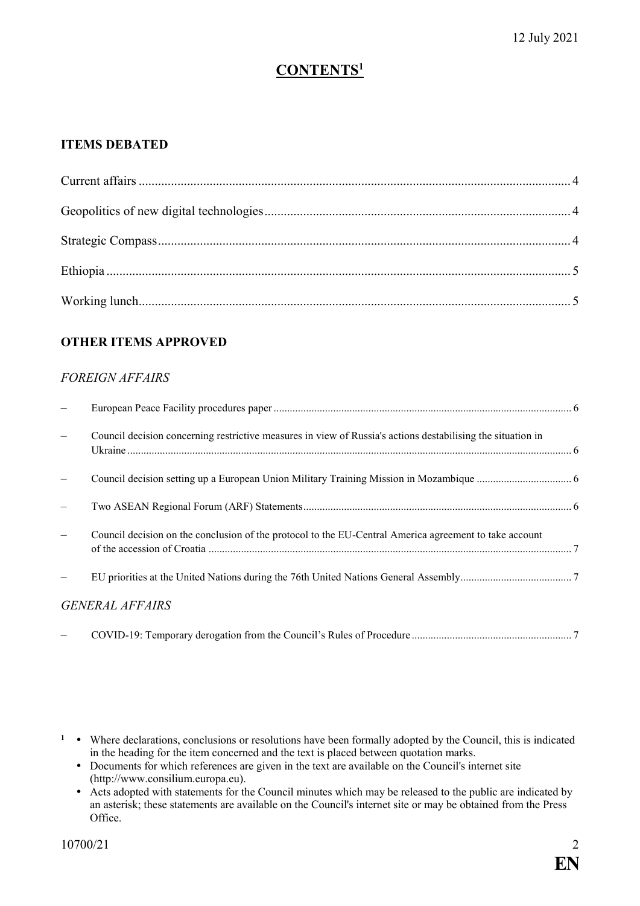12 July 2021

# CONTENTS[1]

## ITEMS DEBATED

Current affairs ..... 4

Geopolitics of new digital technologies ..... 4

Strategic Compass ..... 4

Ethiopia ..... 5

Working lunch ..... 5

## OTHER ITEMS APPROVED

### *FOREIGN AFFAIRS*

- European Peace Facility procedures paper ..... 6
- Council decision concerning restrictive measures in view of Russia's actions destabilising the situation in Ukraine ..... 6
- Council decision setting up a European Union Military Training Mission in Mozambique ..... 6
- Two ASEAN Regional Forum (ARF) Statements ..... 6
- Council decision on the conclusion of the protocol to the EU-Central America agreement to take account of the accession of Croatia ..... 7
- EU priorities at the United Nations during the 76th United Nations General Assembly ..... 7

### *GENERAL AFFAIRS*

- COVID-19: Temporary derogation from the Council's Rules of Procedure ..... 7

---

[1]
- Where declarations, conclusions or resolutions have been formally adopted by the Council, this is indicated in the heading for the item concerned and the text is placed between quotation marks.
- Documents for which references are given in the text are available on the Council's internet site (http://www.consilium.europa.eu).
- Acts adopted with statements for the Council minutes which may be released to the public are indicated by an asterisk; these statements are available on the Council's internet site or may be obtained from the Press Office.

10700/21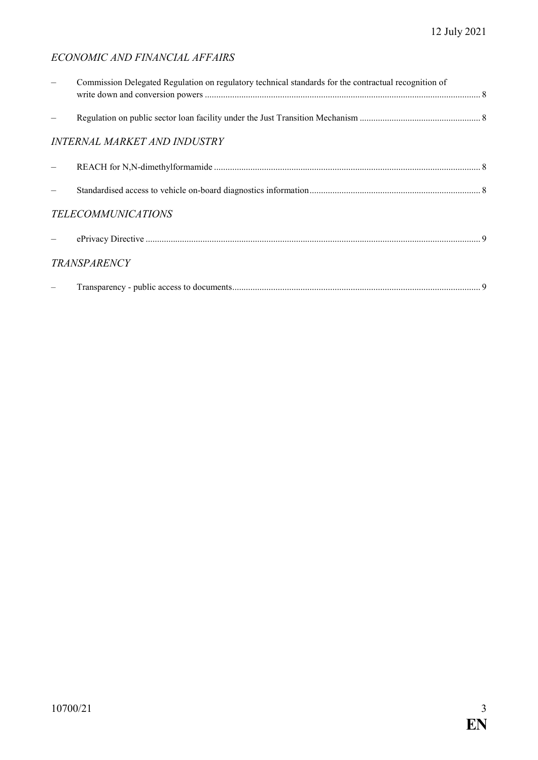12 July 2021

## *ECONOMIC AND FINANCIAL AFFAIRS*

- Commission Delegated Regulation on regulatory technical standards for the contractual recognition of write down and conversion powers ........ 8
- Regulation on public sector loan facility under the Just Transition Mechanism ........ 8

## *INTERNAL MARKET AND INDUSTRY*

- REACH for N,N-dimethylformamide ........ 8
- Standardised access to vehicle on-board diagnostics information ........ 8

## *TELECOMMUNICATIONS*

- ePrivacy Directive ........ 9

## *TRANSPARENCY*

- Transparency - public access to documents ........ 9

10700/21

**EN**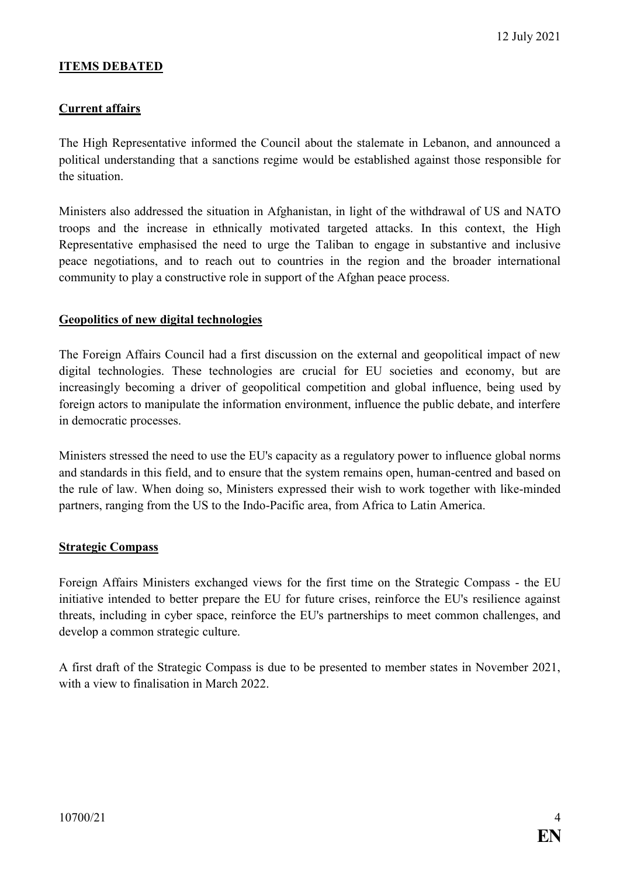## ITEMS DEBATED

### Current affairs

The High Representative informed the Council about the stalemate in Lebanon, and announced a political understanding that a sanctions regime would be established against those responsible for the situation.

Ministers also addressed the situation in Afghanistan, in light of the withdrawal of US and NATO troops and the increase in ethnically motivated targeted attacks. In this context, the High Representative emphasised the need to urge the Taliban to engage in substantive and inclusive peace negotiations, and to reach out to countries in the region and the broader international community to play a constructive role in support of the Afghan peace process.

### Geopolitics of new digital technologies

The Foreign Affairs Council had a first discussion on the external and geopolitical impact of new digital technologies. These technologies are crucial for EU societies and economy, but are increasingly becoming a driver of geopolitical competition and global influence, being used by foreign actors to manipulate the information environment, influence the public debate, and interfere in democratic processes.

Ministers stressed the need to use the EU's capacity as a regulatory power to influence global norms and standards in this field, and to ensure that the system remains open, human-centred and based on the rule of law. When doing so, Ministers expressed their wish to work together with like-minded partners, ranging from the US to the Indo-Pacific area, from Africa to Latin America.

### Strategic Compass

Foreign Affairs Ministers exchanged views for the first time on the Strategic Compass - the EU initiative intended to better prepare the EU for future crises, reinforce the EU's resilience against threats, including in cyber space, reinforce the EU's partnerships to meet common challenges, and develop a common strategic culture.

A first draft of the Strategic Compass is due to be presented to member states in November 2021, with a view to finalisation in March 2022.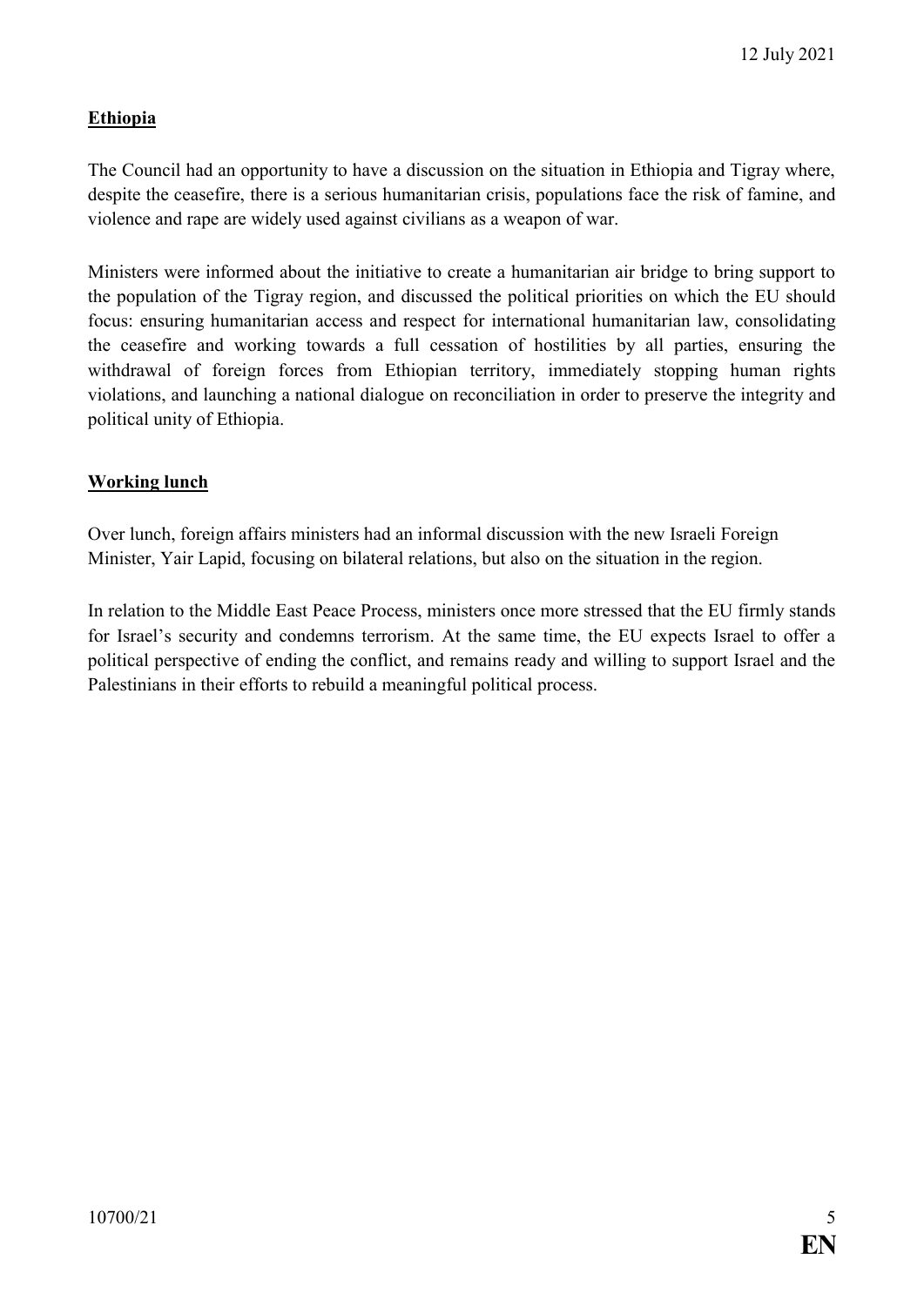## **Ethiopia**

The Council had an opportunity to have a discussion on the situation in Ethiopia and Tigray where, despite the ceasefire, there is a serious humanitarian crisis, populations face the risk of famine, and violence and rape are widely used against civilians as a weapon of war.

Ministers were informed about the initiative to create a humanitarian air bridge to bring support to the population of the Tigray region, and discussed the political priorities on which the EU should focus: ensuring humanitarian access and respect for international humanitarian law, consolidating the ceasefire and working towards a full cessation of hostilities by all parties, ensuring the withdrawal of foreign forces from Ethiopian territory, immediately stopping human rights violations, and launching a national dialogue on reconciliation in order to preserve the integrity and political unity of Ethiopia.

## **Working lunch**

Over lunch, foreign affairs ministers had an informal discussion with the new Israeli Foreign Minister, Yair Lapid, focusing on bilateral relations, but also on the situation in the region.

In relation to the Middle East Peace Process, ministers once more stressed that the EU firmly stands for Israel's security and condemns terrorism. At the same time, the EU expects Israel to offer a political perspective of ending the conflict, and remains ready and willing to support Israel and the Palestinians in their efforts to rebuild a meaningful political process.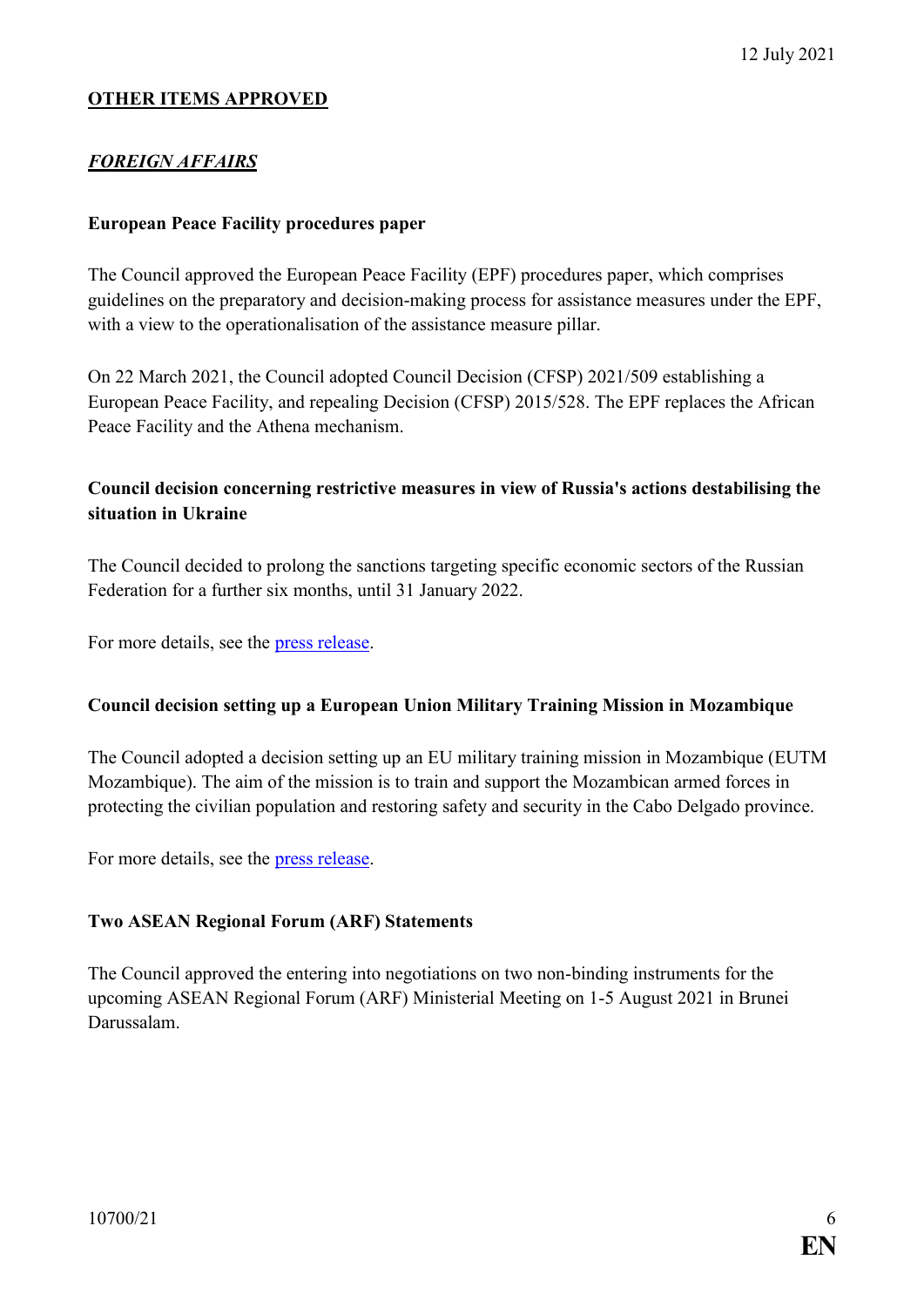## **OTHER ITEMS APPROVED**

### ***FOREIGN AFFAIRS***

**European Peace Facility procedures paper**

The Council approved the European Peace Facility (EPF) procedures paper, which comprises guidelines on the preparatory and decision-making process for assistance measures under the EPF, with a view to the operationalisation of the assistance measure pillar.

On 22 March 2021, the Council adopted Council Decision (CFSP) 2021/509 establishing a European Peace Facility, and repealing Decision (CFSP) 2015/528. The EPF replaces the African Peace Facility and the Athena mechanism.

**Council decision concerning restrictive measures in view of Russia's actions destabilising the situation in Ukraine**

The Council decided to prolong the sanctions targeting specific economic sectors of the Russian Federation for a further six months, until 31 January 2022.

For more details, see the press release.

**Council decision setting up a European Union Military Training Mission in Mozambique**

The Council adopted a decision setting up an EU military training mission in Mozambique (EUTM Mozambique). The aim of the mission is to train and support the Mozambican armed forces in protecting the civilian population and restoring safety and security in the Cabo Delgado province.

For more details, see the press release.

**Two ASEAN Regional Forum (ARF) Statements**

The Council approved the entering into negotiations on two non-binding instruments for the upcoming ASEAN Regional Forum (ARF) Ministerial Meeting on 1-5 August 2021 in Brunei Darussalam.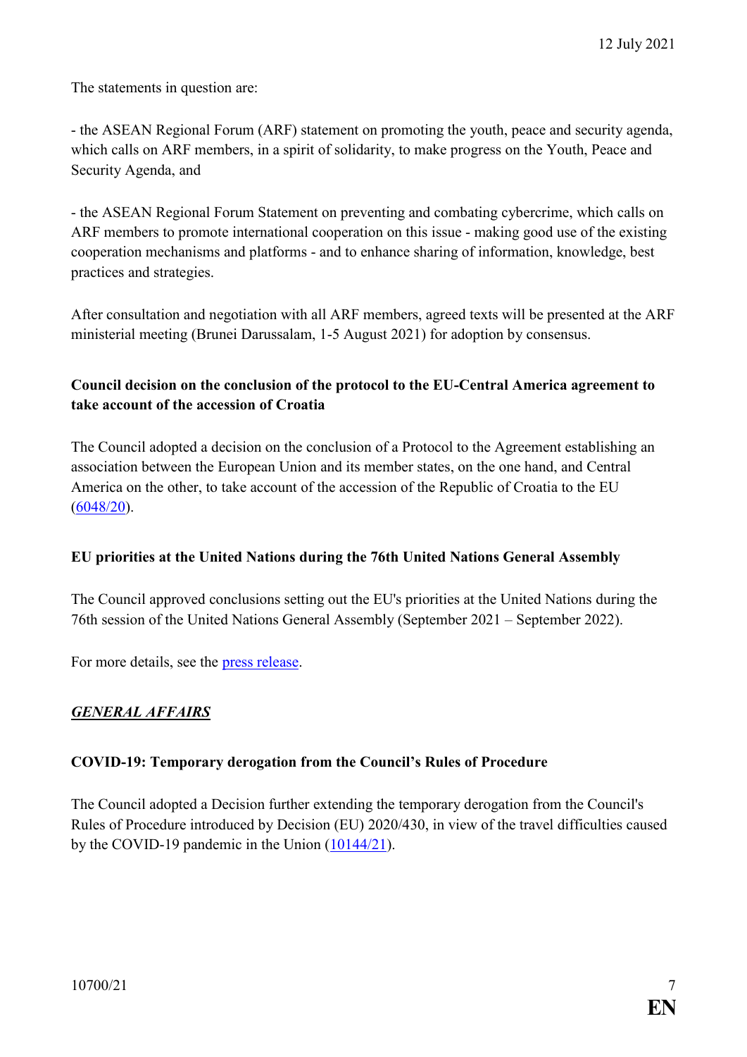The statements in question are:

- the ASEAN Regional Forum (ARF) statement on promoting the youth, peace and security agenda, which calls on ARF members, in a spirit of solidarity, to make progress on the Youth, Peace and Security Agenda, and

- the ASEAN Regional Forum Statement on preventing and combating cybercrime, which calls on ARF members to promote international cooperation on this issue - making good use of the existing cooperation mechanisms and platforms - and to enhance sharing of information, knowledge, best practices and strategies.

After consultation and negotiation with all ARF members, agreed texts will be presented at the ARF ministerial meeting (Brunei Darussalam, 1-5 August 2021) for adoption by consensus.

**Council decision on the conclusion of the protocol to the EU-Central America agreement to take account of the accession of Croatia**

The Council adopted a decision on the conclusion of a Protocol to the Agreement establishing an association between the European Union and its member states, on the one hand, and Central America on the other, to take account of the accession of the Republic of Croatia to the EU (6048/20).

**EU priorities at the United Nations during the 76th United Nations General Assembly**

The Council approved conclusions setting out the EU's priorities at the United Nations during the 76th session of the United Nations General Assembly (September 2021 – September 2022).

For more details, see the press release.

***GENERAL AFFAIRS***

**COVID-19: Temporary derogation from the Council's Rules of Procedure**

The Council adopted a Decision further extending the temporary derogation from the Council's Rules of Procedure introduced by Decision (EU) 2020/430, in view of the travel difficulties caused by the COVID-19 pandemic in the Union (10144/21).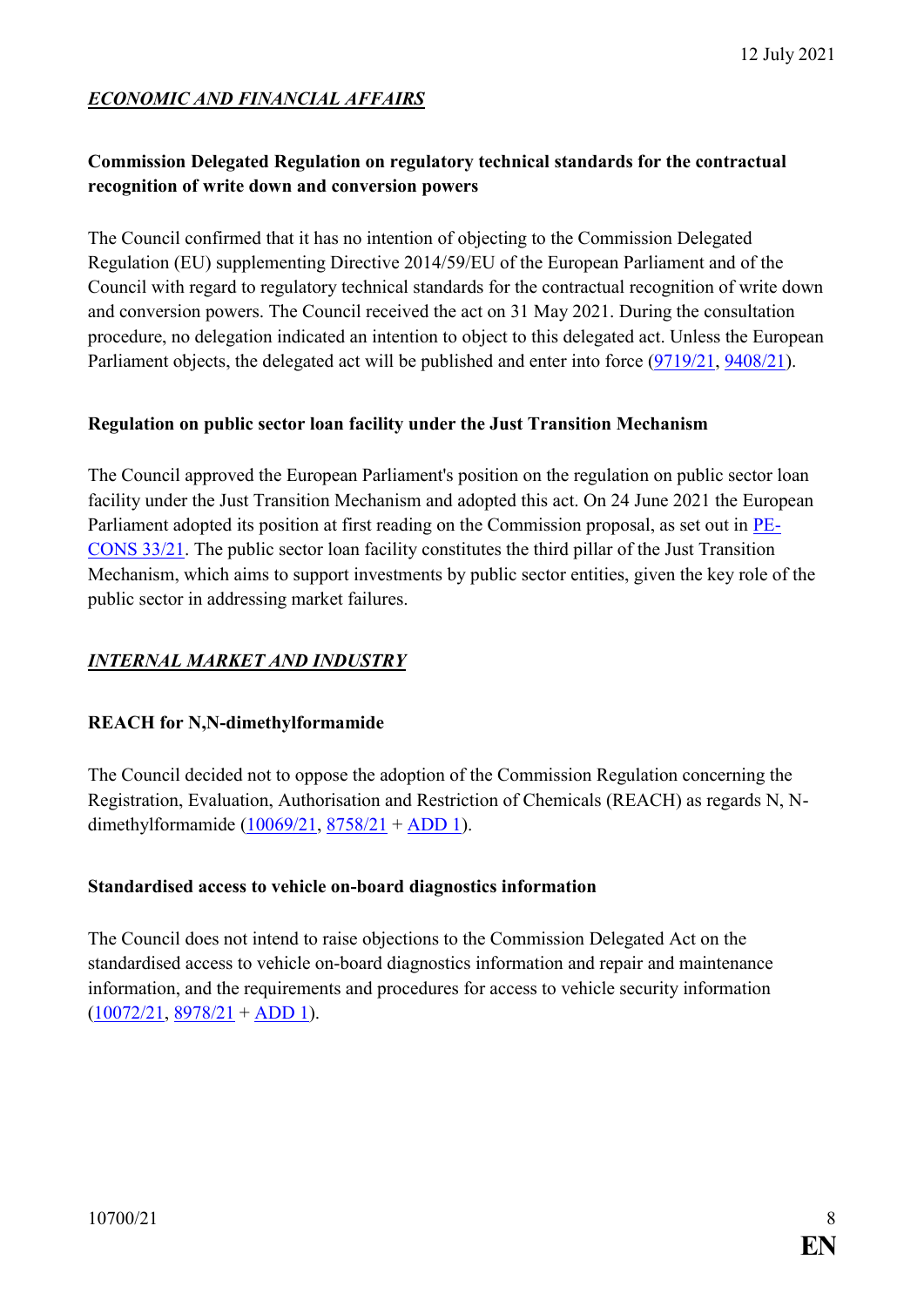## *ECONOMIC AND FINANCIAL AFFAIRS*

**Commission Delegated Regulation on regulatory technical standards for the contractual recognition of write down and conversion powers**

The Council confirmed that it has no intention of objecting to the Commission Delegated Regulation (EU) supplementing Directive 2014/59/EU of the European Parliament and of the Council with regard to regulatory technical standards for the contractual recognition of write down and conversion powers. The Council received the act on 31 May 2021. During the consultation procedure, no delegation indicated an intention to object to this delegated act. Unless the European Parliament objects, the delegated act will be published and enter into force (9719/21, 9408/21).

**Regulation on public sector loan facility under the Just Transition Mechanism**

The Council approved the European Parliament's position on the regulation on public sector loan facility under the Just Transition Mechanism and adopted this act. On 24 June 2021 the European Parliament adopted its position at first reading on the Commission proposal, as set out in PE-CONS 33/21. The public sector loan facility constitutes the third pillar of the Just Transition Mechanism, which aims to support investments by public sector entities, given the key role of the public sector in addressing market failures.

## *INTERNAL MARKET AND INDUSTRY*

**REACH for N,N-dimethylformamide**

The Council decided not to oppose the adoption of the Commission Regulation concerning the Registration, Evaluation, Authorisation and Restriction of Chemicals (REACH) as regards N, N-dimethylformamide (10069/21, 8758/21 + ADD 1).

**Standardised access to vehicle on-board diagnostics information**

The Council does not intend to raise objections to the Commission Delegated Act on the standardised access to vehicle on-board diagnostics information and repair and maintenance information, and the requirements and procedures for access to vehicle security information (10072/21, 8978/21 + ADD 1).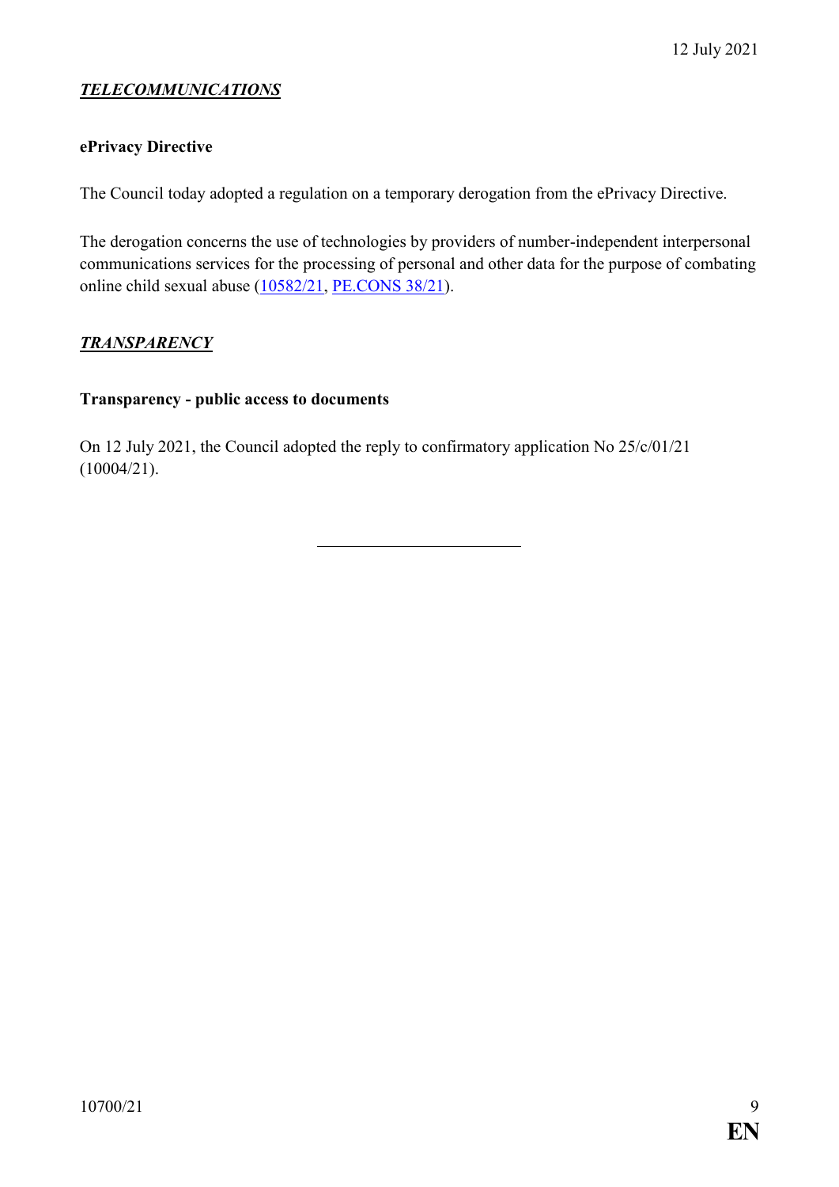***TELECOMMUNICATIONS***

**ePrivacy Directive**

The Council today adopted a regulation on a temporary derogation from the ePrivacy Directive.

The derogation concerns the use of technologies by providers of number-independent interpersonal communications services for the processing of personal and other data for the purpose of combating online child sexual abuse (10582/21, PE.CONS 38/21).

***TRANSPARENCY***

**Transparency - public access to documents**

On 12 July 2021, the Council adopted the reply to confirmatory application No 25/c/01/21 (10004/21).